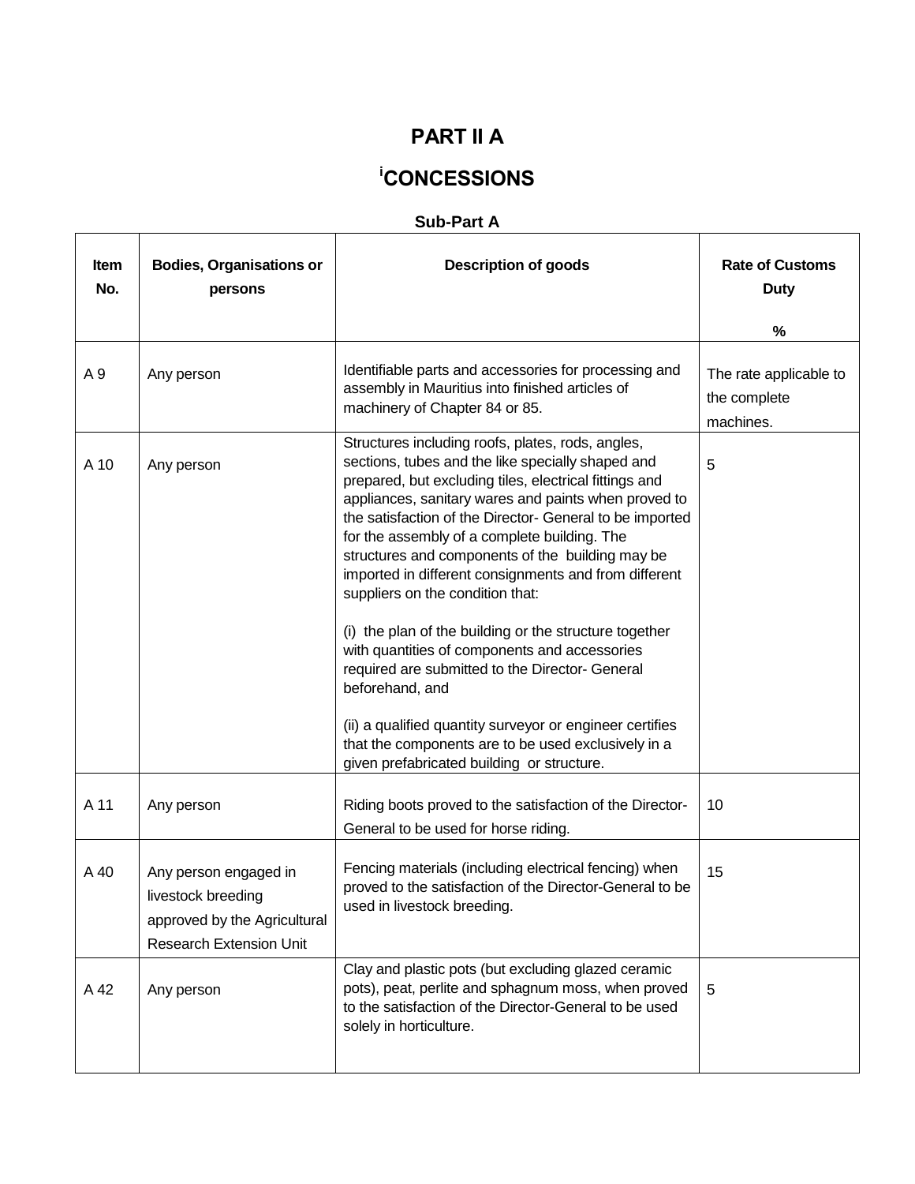# PART II A

## [i]CONCESSIONS

### Sub-Part A

| Item No. | Bodies, Organisations or persons | Description of goods | Rate of Customs Duty<br><br>% |
|---|---|---|---|
| A 9 | Any person | Identifiable parts and accessories for processing and assembly in Mauritius into finished articles of machinery of Chapter 84 or 85. | The rate applicable to the complete machines. |
| A 10 | Any person | Structures including roofs, plates, rods, angles, sections, tubes and the like specially shaped and prepared, but excluding tiles, electrical fittings and appliances, sanitary wares and paints when proved to the satisfaction of the Director- General to be imported for the assembly of a complete building. The structures and components of the building may be imported in different consignments and from different suppliers on the condition that:<br><br>(i) the plan of the building or the structure together with quantities of components and accessories required are submitted to the Director- General beforehand, and<br><br>(ii) a qualified quantity surveyor or engineer certifies that the components are to be used exclusively in a given prefabricated building or structure. | 5 |
| A 11 | Any person | Riding boots proved to the satisfaction of the Director-General to be used for horse riding. | 10 |
| A 40 | Any person engaged in livestock breeding approved by the Agricultural Research Extension Unit | Fencing materials (including electrical fencing) when proved to the satisfaction of the Director-General to be used in livestock breeding. | 15 |
| A 42 | Any person | Clay and plastic pots (but excluding glazed ceramic pots), peat, perlite and sphagnum moss, when proved to the satisfaction of the Director-General to be used solely in horticulture. | 5 |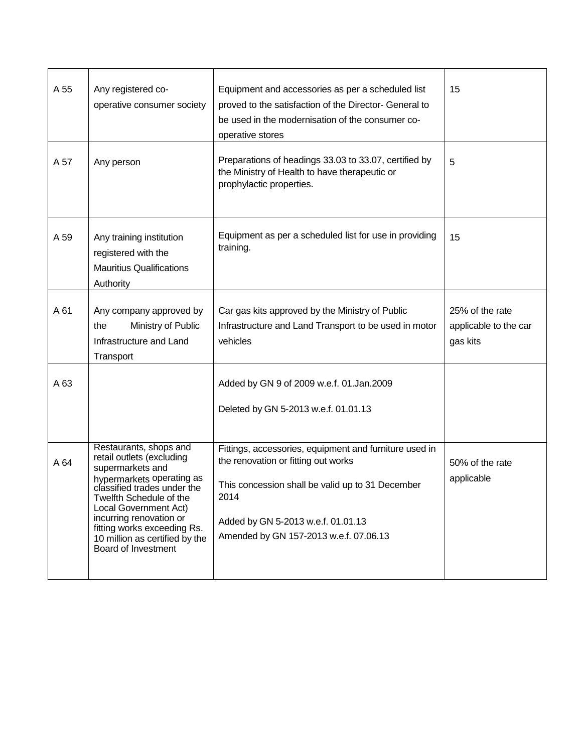| A 55 | Any registered co-operative consumer society | Equipment and accessories as per a scheduled list proved to the satisfaction of the Director- General to be used in the modernisation of the consumer co-operative stores | 15 |
|---|---|---|---|
| A 57 | Any person | Preparations of headings 33.03 to 33.07, certified by the Ministry of Health to have therapeutic or prophylactic properties. | 5 |
| A 59 | Any training institution registered with the Mauritius Qualifications Authority | Equipment as per a scheduled list for use in providing training. | 15 |
| A 61 | Any company approved by the Ministry of Public Infrastructure and Land Transport | Car gas kits approved by the Ministry of Public Infrastructure and Land Transport to be used in motor vehicles | 25% of the rate applicable to the car gas kits |
| A 63 | | Added by GN 9 of 2009 w.e.f. 01.Jan.2009<br><br>Deleted by GN 5-2013 w.e.f. 01.01.13 | |
| A 64 | Restaurants, shops and retail outlets (excluding supermarkets and hypermarkets operating as classified trades under the Twelfth Schedule of the Local Government Act) incurring renovation or fitting works exceeding Rs. 10 million as certified by the Board of Investment | Fittings, accessories, equipment and furniture used in the renovation or fitting out works<br><br>This concession shall be valid up to 31 December 2014<br><br>Added by GN 5-2013 w.e.f. 01.01.13<br>Amended by GN 157-2013 w.e.f. 07.06.13 | 50% of the rate applicable |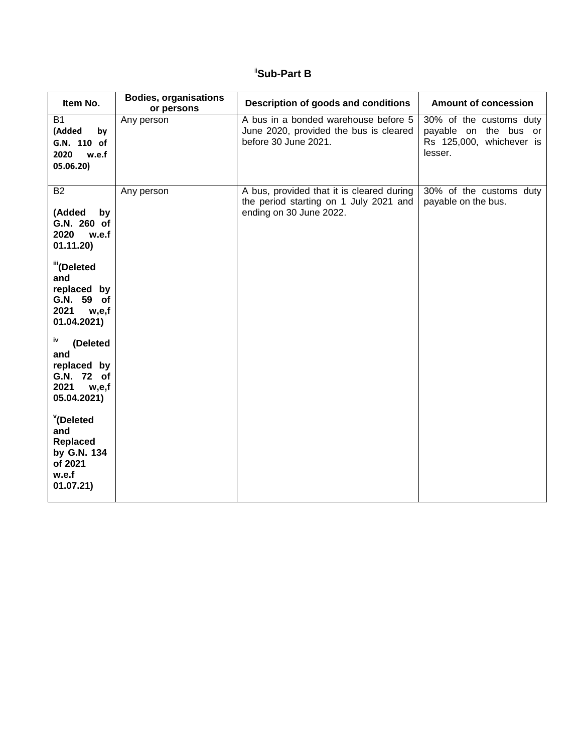## [ii]Sub-Part B

| Item No. | Bodies, organisations or persons | Description of goods and conditions | Amount of concession |
|---|---|---|---|
| B1 **(Added by G.N. 110 of 2020 w.e.f 05.06.20)** | Any person | A bus in a bonded warehouse before 5 June 2020, provided the bus is cleared before 30 June 2021. | 30% of the customs duty payable on the bus or Rs 125,000, whichever is lesser. |
| B2 **(Added by G.N. 260 of 2020 w.e.f 01.11.20)** [iii]**(Deleted and replaced by G.N. 59 of 2021 w,e,f 01.04.2021)** [iv] **(Deleted and replaced by G.N. 72 of 2021 w,e,f 05.04.2021)** [v]**(Deleted and Replaced by G.N. 134 of 2021 w.e.f 01.07.21)** | Any person | A bus, provided that it is cleared during the period starting on 1 July 2021 and ending on 30 June 2022. | 30% of the customs duty payable on the bus. |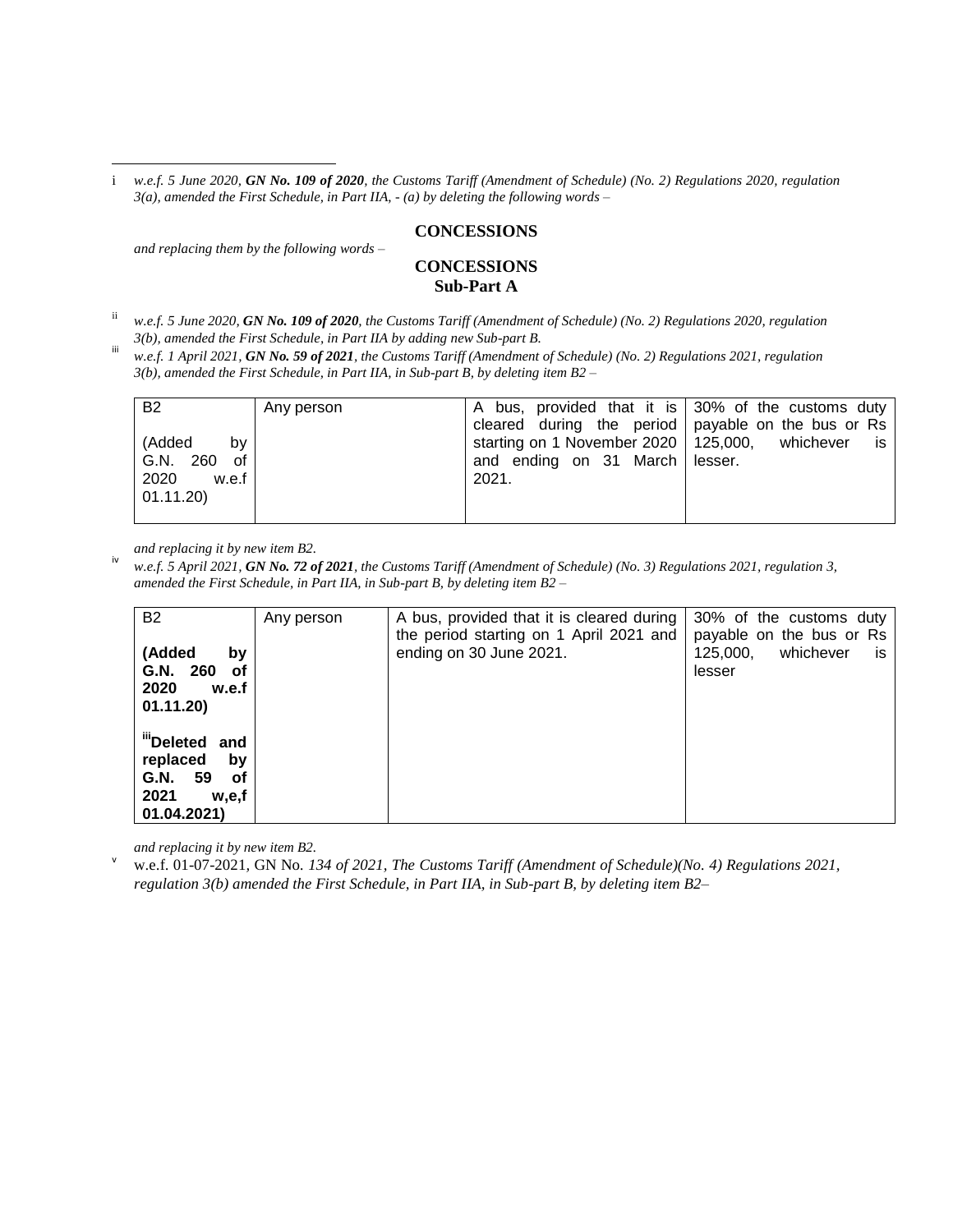---

i *w.e.f. 5 June 2020, **GN No. 109 of 2020**, the Customs Tariff (Amendment of Schedule) (No. 2) Regulations 2020, regulation 3(a), amended the First Schedule, in Part IIA, - (a) by deleting the following words –*

**CONCESSIONS**

*and replacing them by the following words –*

**CONCESSIONS**
**Sub-Part A**

ii *w.e.f. 5 June 2020, **GN No. 109 of 2020**, the Customs Tariff (Amendment of Schedule) (No. 2) Regulations 2020, regulation 3(b), amended the First Schedule, in Part IIA by adding new Sub-part B.*

iii *w.e.f. 1 April 2021, **GN No. 59 of 2021**, the Customs Tariff (Amendment of Schedule) (No. 2) Regulations 2021, regulation 3(b), amended the First Schedule, in Part IIA, in Sub-part B, by deleting item B2 –*

| B2 (Added by G.N. 260 of 2020 w.e.f 01.11.20) | Any person | A bus, provided that it is cleared during the period starting on 1 November 2020 and ending on 31 March 2021. | 30% of the customs duty payable on the bus or Rs 125,000, whichever is lesser. |
|---|---|---|---|

*and replacing it by new item B2.*

iv *w.e.f. 5 April 2021, **GN No. 72 of 2021**, the Customs Tariff (Amendment of Schedule) (No. 3) Regulations 2021, regulation 3, amended the First Schedule, in Part IIA, in Sub-part B, by deleting item B2 –*

| B2 **(Added by G.N. 260 of 2020 w.e.f 01.11.20)** **[iii]Deleted and replaced by G.N. 59 of 2021 w,e,f 01.04.2021)** | Any person | A bus, provided that it is cleared during the period starting on 1 April 2021 and ending on 30 June 2021. | 30% of the customs duty payable on the bus or Rs 125,000, whichever is lesser |
|---|---|---|---|

*and replacing it by new item B2.*

v w.e.f. 01-07-2021, GN No. *134 of 2021, The Customs Tariff (Amendment of Schedule)(No. 4) Regulations 2021, regulation 3(b) amended the First Schedule, in Part IIA, in Sub-part B, by deleting item B2–*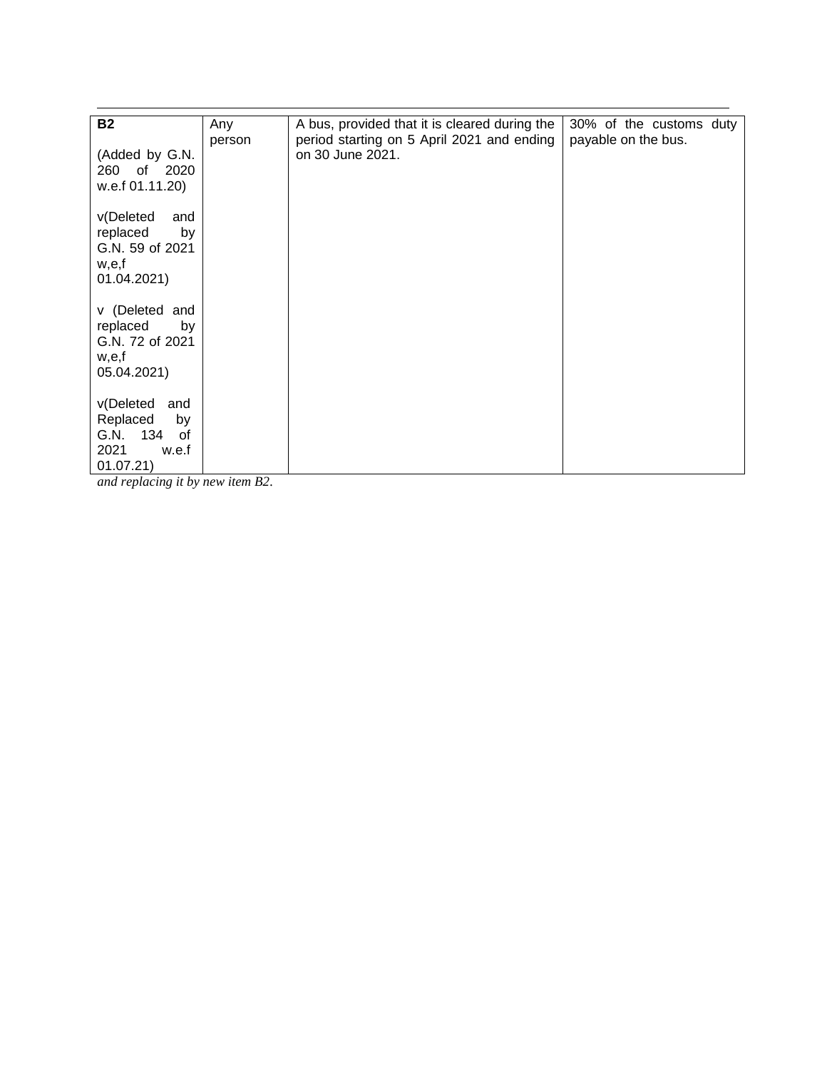| | | | |
|---|---|---|---|
| **B2**<br><br>(Added by G.N. 260 of 2020 w.e.f 01.11.20)<br><br>v(Deleted and replaced by G.N. 59 of 2021 w,e,f 01.04.2021)<br><br>v (Deleted and replaced by G.N. 72 of 2021 w,e,f 05.04.2021)<br><br>v(Deleted and Replaced by G.N. 134 of 2021 w.e.f 01.07.21) | Any person | A bus, provided that it is cleared during the period starting on 5 April 2021 and ending on 30 June 2021. | 30% of the customs duty payable on the bus. |

*and replacing it by new item B2.*